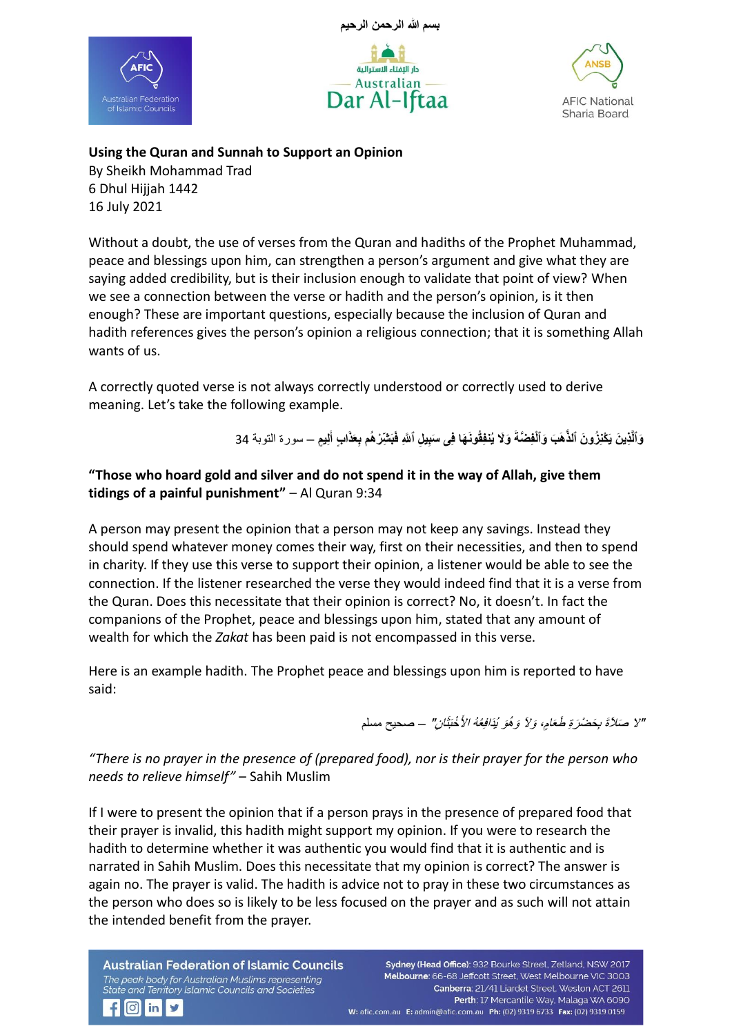بسم الله الرحمن الرحيم

AFIC Australian Federation of Islamic Councils

دار الإفتاء الاسترالية Australian Dar Al-Iftaa

ANSB AFIC National Sharia Board

**Using the Quran and Sunnah to Support an Opinion**
By Sheikh Mohammad Trad
6 Dhul Hijjah 1442
16 July 2021

Without a doubt, the use of verses from the Quran and hadiths of the Prophet Muhammad, peace and blessings upon him, can strengthen a person's argument and give what they are saying added credibility, but is their inclusion enough to validate that point of view? When we see a connection between the verse or hadith and the person's opinion, is it then enough? These are important questions, especially because the inclusion of Quran and hadith references gives the person's opinion a religious connection; that it is something Allah wants of us.

A correctly quoted verse is not always correctly understood or correctly used to derive meaning. Let's take the following example.

وَٱلَّذِينَ يَكْنِزُونَ ٱلذَّهَبَ وَٱلْفِضَّةَ وَلَا يُنفِقُونَهَا فِى سَبِيلِ ٱللَّهِ فَبَشِّرْهُم بِعَذَابٍ أَلِيمٍ – سورة التوبة 34

**"Those who hoard gold and silver and do not spend it in the way of Allah, give them tidings of a painful punishment"** – Al Quran 9:34

A person may present the opinion that a person may not keep any savings. Instead they should spend whatever money comes their way, first on their necessities, and then to spend in charity. If they use this verse to support their opinion, a listener would be able to see the connection. If the listener researched the verse they would indeed find that it is a verse from the Quran. Does this necessitate that their opinion is correct? No, it doesn't. In fact the companions of the Prophet, peace and blessings upon him, stated that any amount of wealth for which the *Zakat* has been paid is not encompassed in this verse.

Here is an example hadith. The Prophet peace and blessings upon him is reported to have said:

*"لا صَلاَةَ بِحَضْرَةِ طَعَامٍ، وَلاَ وَهُوَ يُدَافِعُهُ الأَخْبَثَانِ"* – صحيح مسلم

*"There is no prayer in the presence of (prepared food), nor is their prayer for the person who needs to relieve himself"* – Sahih Muslim

If I were to present the opinion that if a person prays in the presence of prepared food that their prayer is invalid, this hadith might support my opinion. If you were to research the hadith to determine whether it was authentic you would find that it is authentic and is narrated in Sahih Muslim. Does this necessitate that my opinion is correct? The answer is again no. The prayer is valid. The hadith is advice not to pray in these two circumstances as the person who does so is likely to be less focused on the prayer and as such will not attain the intended benefit from the prayer.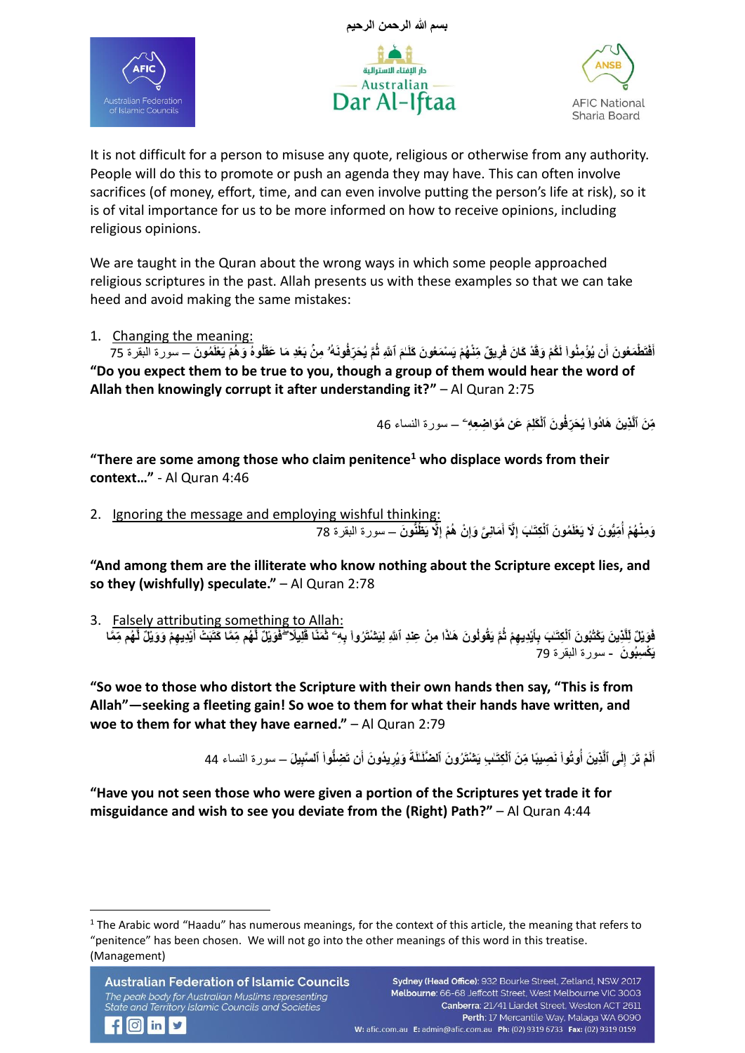بسم الله الرحمن الرحيم

It is not difficult for a person to misuse any quote, religious or otherwise from any authority. People will do this to promote or push an agenda they may have. This can often involve sacrifices (of money, effort, time, and can even involve putting the person's life at risk), so it is of vital importance for us to be more informed on how to receive opinions, including religious opinions.

We are taught in the Quran about the wrong ways in which some people approached religious scriptures in the past. Allah presents us with these examples so that we can take heed and avoid making the same mistakes:

1. Changing the meaning:

أَفَتَطْمَعُونَ أَن يُؤْمِنُوا۟ لَكُمْ وَقَدْ كَانَ فَرِيقٌ مِّنْهُمْ يَسْمَعُونَ كَلَـٰمَ ٱللَّهِ ثُمَّ يُحَرِّفُونَهُۥ مِنۢ بَعْدِ مَا عَقَلُوهُ وَهُمْ يَعْلَمُونَ – سورة البقرة 75

**"Do you expect them to be true to you, though a group of them would hear the word of Allah then knowingly corrupt it after understanding it?"** – Al Quran 2:75

مِّنَ ٱلَّذِينَ هَادُوا۟ يُحَرِّفُونَ ٱلْكَلِمَ عَن مَّوَاضِعِهِۦ – سورة النساء 46

**"There are some among those who claim penitence[1] who displace words from their context…"** - Al Quran 4:46

2. Ignoring the message and employing wishful thinking:

وَمِنْهُمْ أُمِّيُّونَ لَا يَعْلَمُونَ ٱلْكِتَـٰبَ إِلَّآ أَمَانِىَّ وَإِنْ هُمْ إِلَّا يَظُنُّونَ – سورة البقرة 78

**"And among them are the illiterate who know nothing about the Scripture except lies, and so they (wishfully) speculate."** – Al Quran 2:78

3. Falsely attributing something to Allah:

فَوَيْلٌ لِّلَّذِينَ يَكْتُبُونَ ٱلْكِتَـٰبَ بِأَيْدِيهِمْ ثُمَّ يَقُولُونَ هَـٰذَا مِنْ عِندِ ٱللَّهِ لِيَشْتَرُوا۟ بِهِۦ ثَمَنًا قَلِيلًا ۖ فَوَيْلٌ لَّهُم مِّمَّا كَتَبَتْ أَيْدِيهِمْ وَوَيْلٌ لَّهُم مِّمَّا يَكْسِبُونَ - سورة البقرة 79

**"So woe to those who distort the Scripture with their own hands then say, "This is from Allah"—seeking a fleeting gain! So woe to them for what their hands have written, and woe to them for what they have earned."** – Al Quran 2:79

أَلَمْ تَرَ إِلَى ٱلَّذِينَ أُوتُوا۟ نَصِيبًا مِّنَ ٱلْكِتَـٰبِ يَشْتَرُونَ ٱلضَّلَـٰلَةَ وَيُرِيدُونَ أَن تَضِلُّوا۟ ٱلسَّبِيلَ – سورة النساء 44

**"Have you not seen those who were given a portion of the Scriptures yet trade it for misguidance and wish to see you deviate from the (Right) Path?"** – Al Quran 4:44

[1] The Arabic word "Haadu" has numerous meanings, for the context of this article, the meaning that refers to "penitence" has been chosen. We will not go into the other meanings of this word in this treatise. (Management)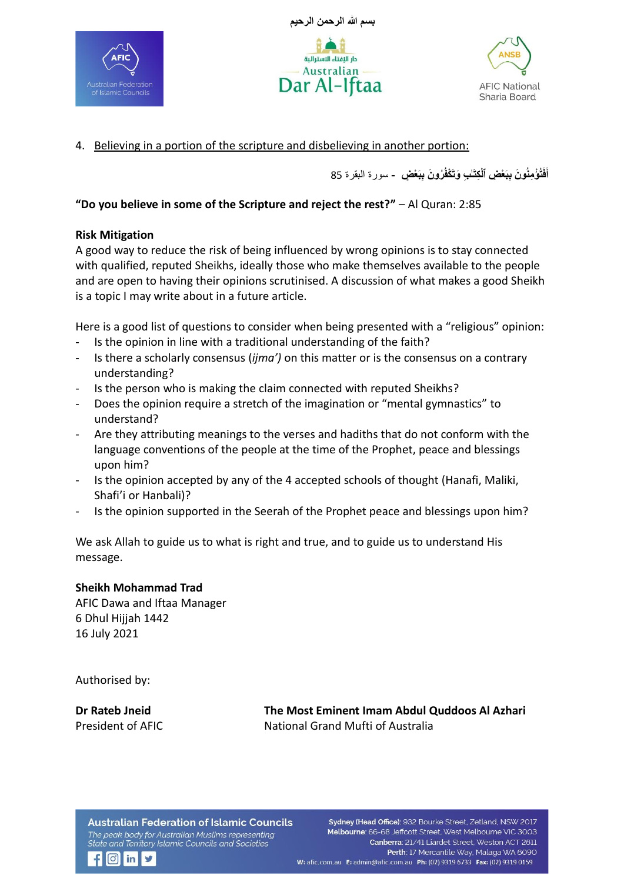4. Believing in a portion of the scripture and disbelieving in another portion:

أَفَتُؤْمِنُونَ بِبَعْضِ ٱلْكِتَـٰبِ وَتَكْفُرُونَ بِبَعْضٍ - سورة البقرة 85

**"Do you believe in some of the Scripture and reject the rest?"** – Al Quran: 2:85

**Risk Mitigation**

A good way to reduce the risk of being influenced by wrong opinions is to stay connected with qualified, reputed Sheikhs, ideally those who make themselves available to the people and are open to having their opinions scrutinised. A discussion of what makes a good Sheikh is a topic I may write about in a future article.

Here is a good list of questions to consider when being presented with a "religious" opinion:

- Is the opinion in line with a traditional understanding of the faith?
- Is there a scholarly consensus (*ijma')* on this matter or is the consensus on a contrary understanding?
- Is the person who is making the claim connected with reputed Sheikhs?
- Does the opinion require a stretch of the imagination or "mental gymnastics" to understand?
- Are they attributing meanings to the verses and hadiths that do not conform with the language conventions of the people at the time of the Prophet, peace and blessings upon him?
- Is the opinion accepted by any of the 4 accepted schools of thought (Hanafi, Maliki, Shafi'i or Hanbali)?
- Is the opinion supported in the Seerah of the Prophet peace and blessings upon him?

We ask Allah to guide us to what is right and true, and to guide us to understand His message.

**Sheikh Mohammad Trad**
AFIC Dawa and Iftaa Manager
6 Dhul Hijjah 1442
16 July 2021

Authorised by:

**Dr Rateb Jneid**
President of AFIC

**The Most Eminent Imam Abdul Quddoos Al Azhari**
National Grand Mufti of Australia